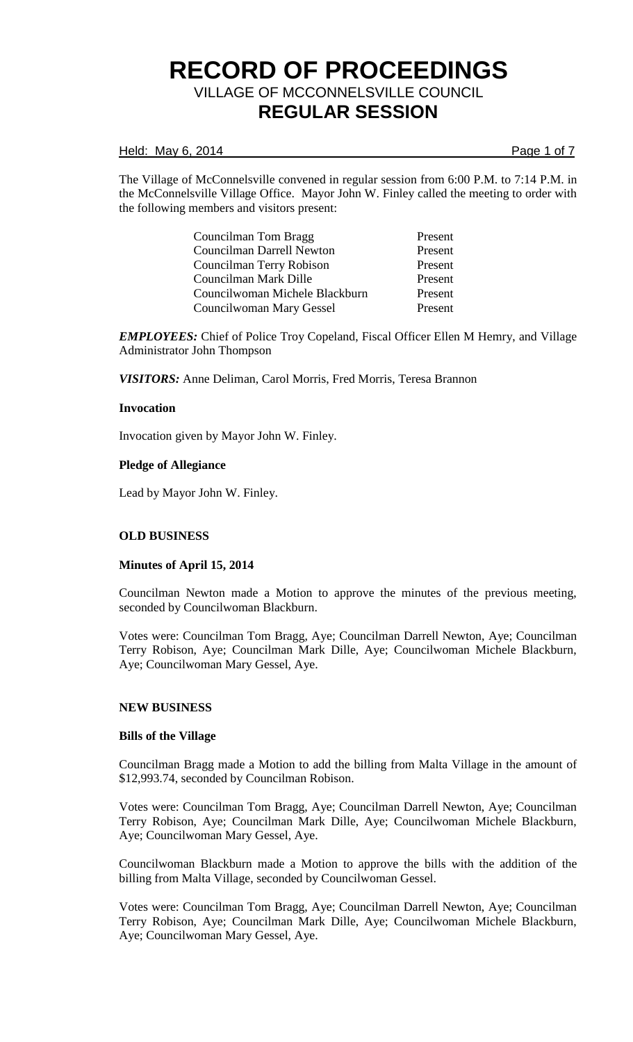# RECORD OF PROCEEDINGS

## VILLAGE OF MCCONNELSVILLE COUNCIL

## REGULAR SESSION

Held: May 6, 2014

The Village of McConnelsville convened in regular session from 6:00 P.M. to 7:14 P.M. in the McConnelsville Village Office. Mayor John W. Finley called the meeting to order with the following members and visitors present:

| | |
|---|---|
| Councilman Tom Bragg | Present |
| Councilman Darrell Newton | Present |
| Councilman Terry Robison | Present |
| Councilman Mark Dille | Present |
| Councilwoman Michele Blackburn | Present |
| Councilwoman Mary Gessel | Present |

***EMPLOYEES:*** Chief of Police Troy Copeland, Fiscal Officer Ellen M Hemry, and Village Administrator John Thompson

***VISITORS:*** Anne Deliman, Carol Morris, Fred Morris, Teresa Brannon

**Invocation**

Invocation given by Mayor John W. Finley.

**Pledge of Allegiance**

Lead by Mayor John W. Finley.

**OLD BUSINESS**

**Minutes of April 15, 2014**

Councilman Newton made a Motion to approve the minutes of the previous meeting, seconded by Councilwoman Blackburn.

Votes were: Councilman Tom Bragg, Aye; Councilman Darrell Newton, Aye; Councilman Terry Robison, Aye; Councilman Mark Dille, Aye; Councilwoman Michele Blackburn, Aye; Councilwoman Mary Gessel, Aye.

**NEW BUSINESS**

**Bills of the Village**

Councilman Bragg made a Motion to add the billing from Malta Village in the amount of $12,993.74, seconded by Councilman Robison.

Votes were: Councilman Tom Bragg, Aye; Councilman Darrell Newton, Aye; Councilman Terry Robison, Aye; Councilman Mark Dille, Aye; Councilwoman Michele Blackburn, Aye; Councilwoman Mary Gessel, Aye.

Councilwoman Blackburn made a Motion to approve the bills with the addition of the billing from Malta Village, seconded by Councilwoman Gessel.

Votes were: Councilman Tom Bragg, Aye; Councilman Darrell Newton, Aye; Councilman Terry Robison, Aye; Councilman Mark Dille, Aye; Councilwoman Michele Blackburn, Aye; Councilwoman Mary Gessel, Aye.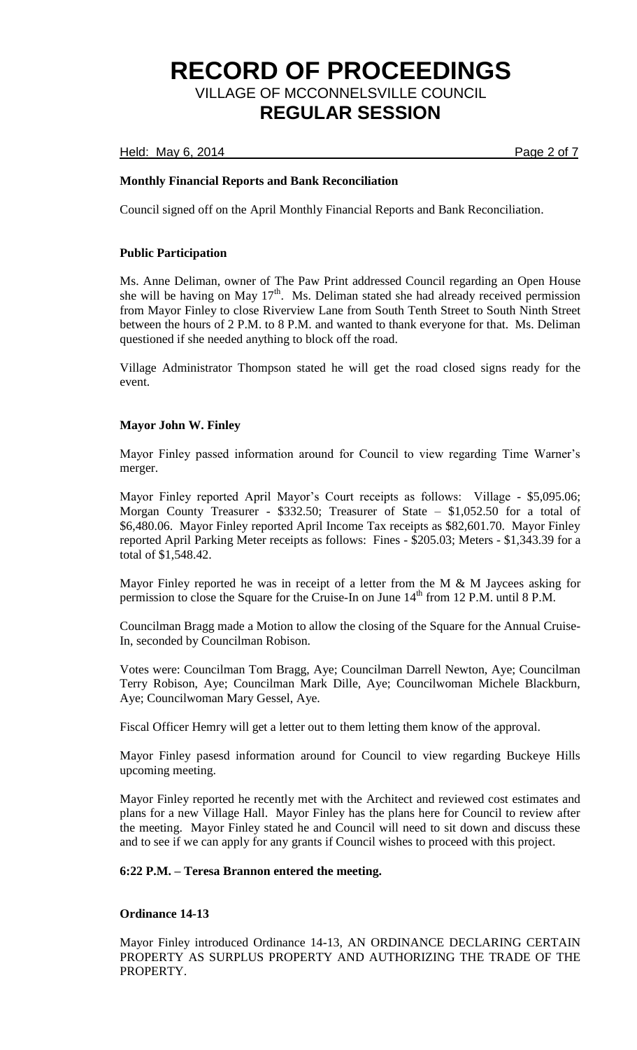**Monthly Financial Reports and Bank Reconciliation**

Council signed off on the April Monthly Financial Reports and Bank Reconciliation.

**Public Participation**

Ms. Anne Deliman, owner of The Paw Print addressed Council regarding an Open House she will be having on May 17th. Ms. Deliman stated she had already received permission from Mayor Finley to close Riverview Lane from South Tenth Street to South Ninth Street between the hours of 2 P.M. to 8 P.M. and wanted to thank everyone for that. Ms. Deliman questioned if she needed anything to block off the road.

Village Administrator Thompson stated he will get the road closed signs ready for the event.

**Mayor John W. Finley**

Mayor Finley passed information around for Council to view regarding Time Warner's merger.

Mayor Finley reported April Mayor's Court receipts as follows: Village - $5,095.06; Morgan County Treasurer - $332.50; Treasurer of State – $1,052.50 for a total of $6,480.06. Mayor Finley reported April Income Tax receipts as $82,601.70. Mayor Finley reported April Parking Meter receipts as follows: Fines - $205.03; Meters - $1,343.39 for a total of $1,548.42.

Mayor Finley reported he was in receipt of a letter from the M & M Jaycees asking for permission to close the Square for the Cruise-In on June 14th from 12 P.M. until 8 P.M.

Councilman Bragg made a Motion to allow the closing of the Square for the Annual Cruise-In, seconded by Councilman Robison.

Votes were: Councilman Tom Bragg, Aye; Councilman Darrell Newton, Aye; Councilman Terry Robison, Aye; Councilman Mark Dille, Aye; Councilwoman Michele Blackburn, Aye; Councilwoman Mary Gessel, Aye.

Fiscal Officer Hemry will get a letter out to them letting them know of the approval.

Mayor Finley pasesd information around for Council to view regarding Buckeye Hills upcoming meeting.

Mayor Finley reported he recently met with the Architect and reviewed cost estimates and plans for a new Village Hall. Mayor Finley has the plans here for Council to review after the meeting. Mayor Finley stated he and Council will need to sit down and discuss these and to see if we can apply for any grants if Council wishes to proceed with this project.

**6:22 P.M. – Teresa Brannon entered the meeting.**

**Ordinance 14-13**

Mayor Finley introduced Ordinance 14-13, AN ORDINANCE DECLARING CERTAIN PROPERTY AS SURPLUS PROPERTY AND AUTHORIZING THE TRADE OF THE PROPERTY.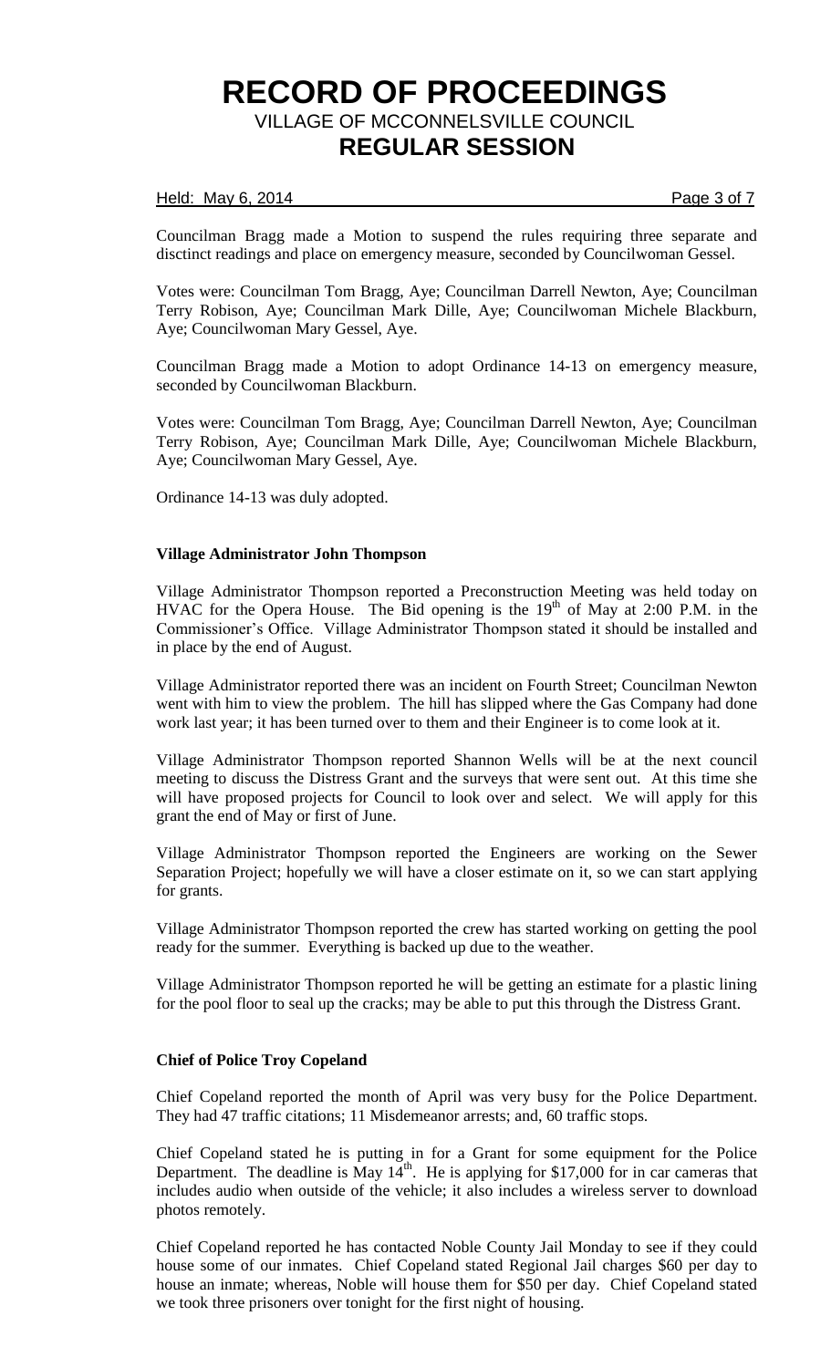Councilman Bragg made a Motion to suspend the rules requiring three separate and disctinct readings and place on emergency measure, seconded by Councilwoman Gessel.

Votes were: Councilman Tom Bragg, Aye; Councilman Darrell Newton, Aye; Councilman Terry Robison, Aye; Councilman Mark Dille, Aye; Councilwoman Michele Blackburn, Aye; Councilwoman Mary Gessel, Aye.

Councilman Bragg made a Motion to adopt Ordinance 14-13 on emergency measure, seconded by Councilwoman Blackburn.

Votes were: Councilman Tom Bragg, Aye; Councilman Darrell Newton, Aye; Councilman Terry Robison, Aye; Councilman Mark Dille, Aye; Councilwoman Michele Blackburn, Aye; Councilwoman Mary Gessel, Aye.

Ordinance 14-13 was duly adopted.

**Village Administrator John Thompson**

Village Administrator Thompson reported a Preconstruction Meeting was held today on HVAC for the Opera House. The Bid opening is the 19th of May at 2:00 P.M. in the Commissioner's Office. Village Administrator Thompson stated it should be installed and in place by the end of August.

Village Administrator reported there was an incident on Fourth Street; Councilman Newton went with him to view the problem. The hill has slipped where the Gas Company had done work last year; it has been turned over to them and their Engineer is to come look at it.

Village Administrator Thompson reported Shannon Wells will be at the next council meeting to discuss the Distress Grant and the surveys that were sent out. At this time she will have proposed projects for Council to look over and select. We will apply for this grant the end of May or first of June.

Village Administrator Thompson reported the Engineers are working on the Sewer Separation Project; hopefully we will have a closer estimate on it, so we can start applying for grants.

Village Administrator Thompson reported the crew has started working on getting the pool ready for the summer. Everything is backed up due to the weather.

Village Administrator Thompson reported he will be getting an estimate for a plastic lining for the pool floor to seal up the cracks; may be able to put this through the Distress Grant.

**Chief of Police Troy Copeland**

Chief Copeland reported the month of April was very busy for the Police Department. They had 47 traffic citations; 11 Misdemeanor arrests; and, 60 traffic stops.

Chief Copeland stated he is putting in for a Grant for some equipment for the Police Department. The deadline is May 14th. He is applying for $17,000 for in car cameras that includes audio when outside of the vehicle; it also includes a wireless server to download photos remotely.

Chief Copeland reported he has contacted Noble County Jail Monday to see if they could house some of our inmates. Chief Copeland stated Regional Jail charges $60 per day to house an inmate; whereas, Noble will house them for $50 per day. Chief Copeland stated we took three prisoners over tonight for the first night of housing.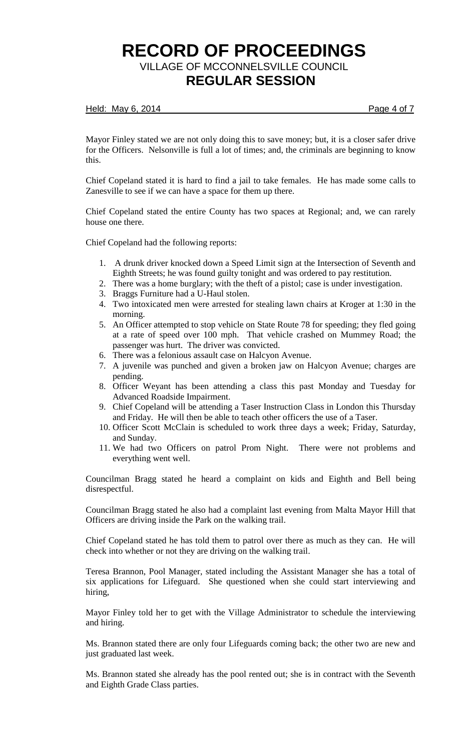Mayor Finley stated we are not only doing this to save money; but, it is a closer safer drive for the Officers. Nelsonville is full a lot of times; and, the criminals are beginning to know this.

Chief Copeland stated it is hard to find a jail to take females. He has made some calls to Zanesville to see if we can have a space for them up there.

Chief Copeland stated the entire County has two spaces at Regional; and, we can rarely house one there.

Chief Copeland had the following reports:

1. A drunk driver knocked down a Speed Limit sign at the Intersection of Seventh and Eighth Streets; he was found guilty tonight and was ordered to pay restitution.
2. There was a home burglary; with the theft of a pistol; case is under investigation.
3. Braggs Furniture had a U-Haul stolen.
4. Two intoxicated men were arrested for stealing lawn chairs at Kroger at 1:30 in the morning.
5. An Officer attempted to stop vehicle on State Route 78 for speeding; they fled going at a rate of speed over 100 mph. That vehicle crashed on Mummey Road; the passenger was hurt. The driver was convicted.
6. There was a felonious assault case on Halcyon Avenue.
7. A juvenile was punched and given a broken jaw on Halcyon Avenue; charges are pending.
8. Officer Weyant has been attending a class this past Monday and Tuesday for Advanced Roadside Impairment.
9. Chief Copeland will be attending a Taser Instruction Class in London this Thursday and Friday. He will then be able to teach other officers the use of a Taser.
10. Officer Scott McClain is scheduled to work three days a week; Friday, Saturday, and Sunday.
11. We had two Officers on patrol Prom Night. There were not problems and everything went well.

Councilman Bragg stated he heard a complaint on kids and Eighth and Bell being disrespectful.

Councilman Bragg stated he also had a complaint last evening from Malta Mayor Hill that Officers are driving inside the Park on the walking trail.

Chief Copeland stated he has told them to patrol over there as much as they can. He will check into whether or not they are driving on the walking trail.

Teresa Brannon, Pool Manager, stated including the Assistant Manager she has a total of six applications for Lifeguard. She questioned when she could start interviewing and hiring,

Mayor Finley told her to get with the Village Administrator to schedule the interviewing and hiring.

Ms. Brannon stated there are only four Lifeguards coming back; the other two are new and just graduated last week.

Ms. Brannon stated she already has the pool rented out; she is in contract with the Seventh and Eighth Grade Class parties.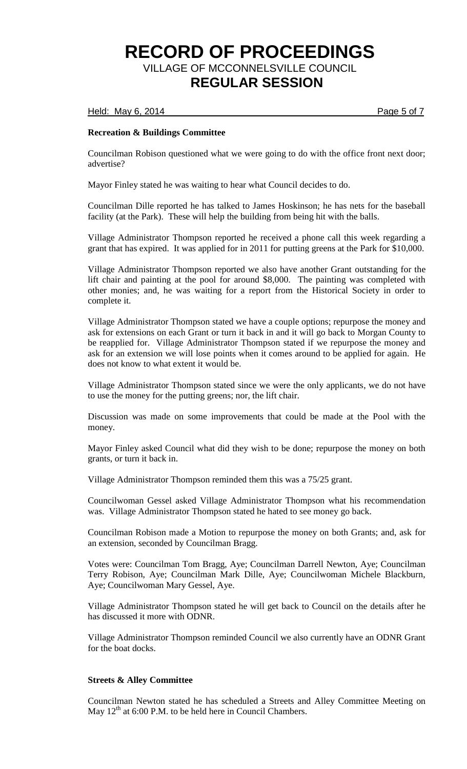**Recreation & Buildings Committee**

Councilman Robison questioned what we were going to do with the office front next door; advertise?

Mayor Finley stated he was waiting to hear what Council decides to do.

Councilman Dille reported he has talked to James Hoskinson; he has nets for the baseball facility (at the Park). These will help the building from being hit with the balls.

Village Administrator Thompson reported he received a phone call this week regarding a grant that has expired. It was applied for in 2011 for putting greens at the Park for $10,000.

Village Administrator Thompson reported we also have another Grant outstanding for the lift chair and painting at the pool for around $8,000. The painting was completed with other monies; and, he was waiting for a report from the Historical Society in order to complete it.

Village Administrator Thompson stated we have a couple options; repurpose the money and ask for extensions on each Grant or turn it back in and it will go back to Morgan County to be reapplied for. Village Administrator Thompson stated if we repurpose the money and ask for an extension we will lose points when it comes around to be applied for again. He does not know to what extent it would be.

Village Administrator Thompson stated since we were the only applicants, we do not have to use the money for the putting greens; nor, the lift chair.

Discussion was made on some improvements that could be made at the Pool with the money.

Mayor Finley asked Council what did they wish to be done; repurpose the money on both grants, or turn it back in.

Village Administrator Thompson reminded them this was a 75/25 grant.

Councilwoman Gessel asked Village Administrator Thompson what his recommendation was. Village Administrator Thompson stated he hated to see money go back.

Councilman Robison made a Motion to repurpose the money on both Grants; and, ask for an extension, seconded by Councilman Bragg.

Votes were: Councilman Tom Bragg, Aye; Councilman Darrell Newton, Aye; Councilman Terry Robison, Aye; Councilman Mark Dille, Aye; Councilwoman Michele Blackburn, Aye; Councilwoman Mary Gessel, Aye.

Village Administrator Thompson stated he will get back to Council on the details after he has discussed it more with ODNR.

Village Administrator Thompson reminded Council we also currently have an ODNR Grant for the boat docks.

**Streets & Alley Committee**

Councilman Newton stated he has scheduled a Streets and Alley Committee Meeting on May 12th at 6:00 P.M. to be held here in Council Chambers.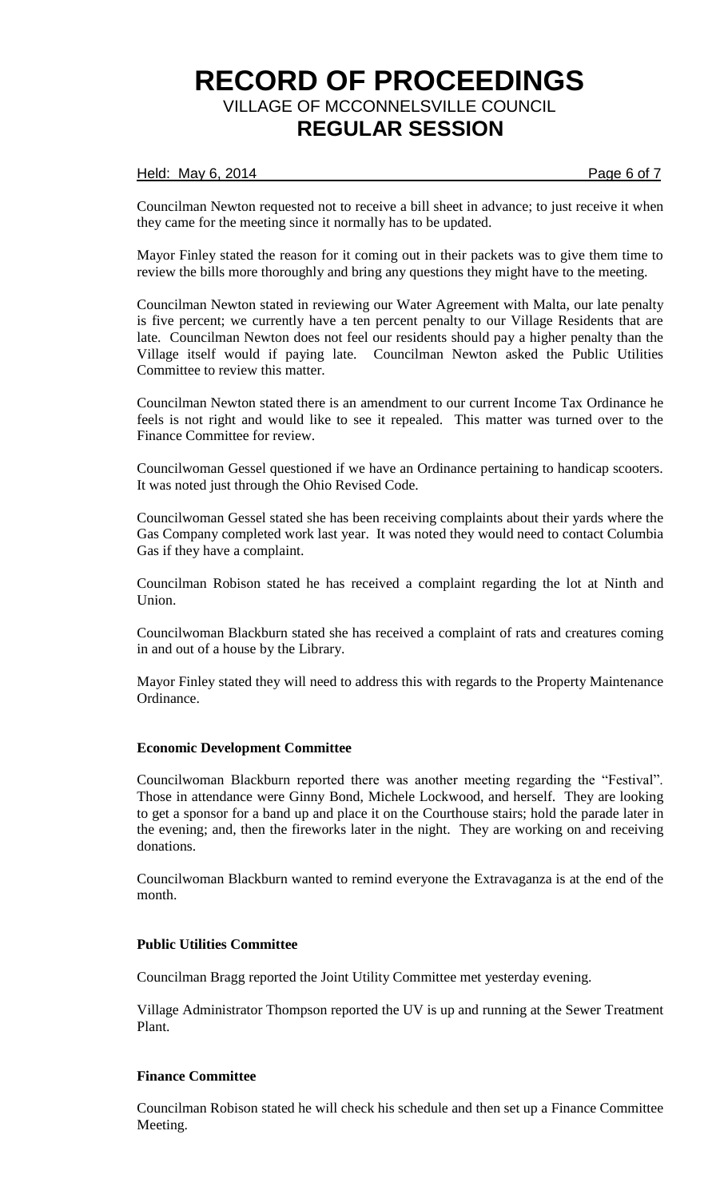Councilman Newton requested not to receive a bill sheet in advance; to just receive it when they came for the meeting since it normally has to be updated.

Mayor Finley stated the reason for it coming out in their packets was to give them time to review the bills more thoroughly and bring any questions they might have to the meeting.

Councilman Newton stated in reviewing our Water Agreement with Malta, our late penalty is five percent; we currently have a ten percent penalty to our Village Residents that are late. Councilman Newton does not feel our residents should pay a higher penalty than the Village itself would if paying late. Councilman Newton asked the Public Utilities Committee to review this matter.

Councilman Newton stated there is an amendment to our current Income Tax Ordinance he feels is not right and would like to see it repealed. This matter was turned over to the Finance Committee for review.

Councilwoman Gessel questioned if we have an Ordinance pertaining to handicap scooters. It was noted just through the Ohio Revised Code.

Councilwoman Gessel stated she has been receiving complaints about their yards where the Gas Company completed work last year. It was noted they would need to contact Columbia Gas if they have a complaint.

Councilman Robison stated he has received a complaint regarding the lot at Ninth and Union.

Councilwoman Blackburn stated she has received a complaint of rats and creatures coming in and out of a house by the Library.

Mayor Finley stated they will need to address this with regards to the Property Maintenance Ordinance.

**Economic Development Committee**

Councilwoman Blackburn reported there was another meeting regarding the "Festival". Those in attendance were Ginny Bond, Michele Lockwood, and herself. They are looking to get a sponsor for a band up and place it on the Courthouse stairs; hold the parade later in the evening; and, then the fireworks later in the night. They are working on and receiving donations.

Councilwoman Blackburn wanted to remind everyone the Extravaganza is at the end of the month.

**Public Utilities Committee**

Councilman Bragg reported the Joint Utility Committee met yesterday evening.

Village Administrator Thompson reported the UV is up and running at the Sewer Treatment Plant.

**Finance Committee**

Councilman Robison stated he will check his schedule and then set up a Finance Committee Meeting.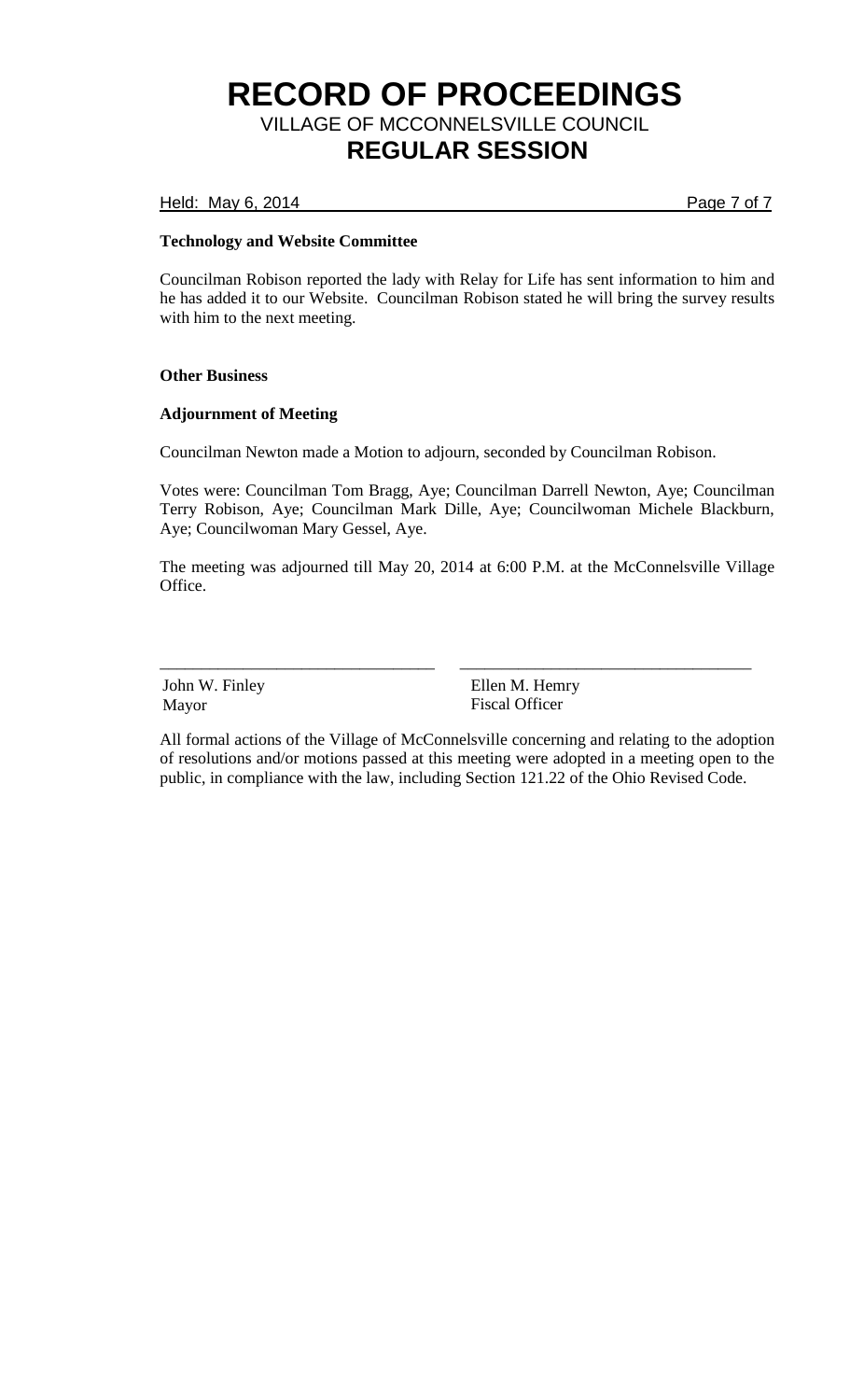**Technology and Website Committee**

Councilman Robison reported the lady with Relay for Life has sent information to him and he has added it to our Website. Councilman Robison stated he will bring the survey results with him to the next meeting.

**Other Business**

**Adjournment of Meeting**

Councilman Newton made a Motion to adjourn, seconded by Councilman Robison.

Votes were: Councilman Tom Bragg, Aye; Councilman Darrell Newton, Aye; Councilman Terry Robison, Aye; Councilman Mark Dille, Aye; Councilwoman Michele Blackburn, Aye; Councilwoman Mary Gessel, Aye.

The meeting was adjourned till May 20, 2014 at 6:00 P.M. at the McConnelsville Village Office.

\_\_\_\_\_\_\_\_\_\_\_\_\_\_\_\_\_\_\_\_\_\_\_\_\_\_\_\_\_\_\_\_ \_\_\_\_\_\_\_\_\_\_\_\_\_\_\_\_\_\_\_\_\_\_\_\_\_\_\_\_\_\_\_\_\_\_\_

John W. Finley
Mayor

Ellen M. Hemry
Fiscal Officer

All formal actions of the Village of McConnelsville concerning and relating to the adoption of resolutions and/or motions passed at this meeting were adopted in a meeting open to the public, in compliance with the law, including Section 121.22 of the Ohio Revised Code.